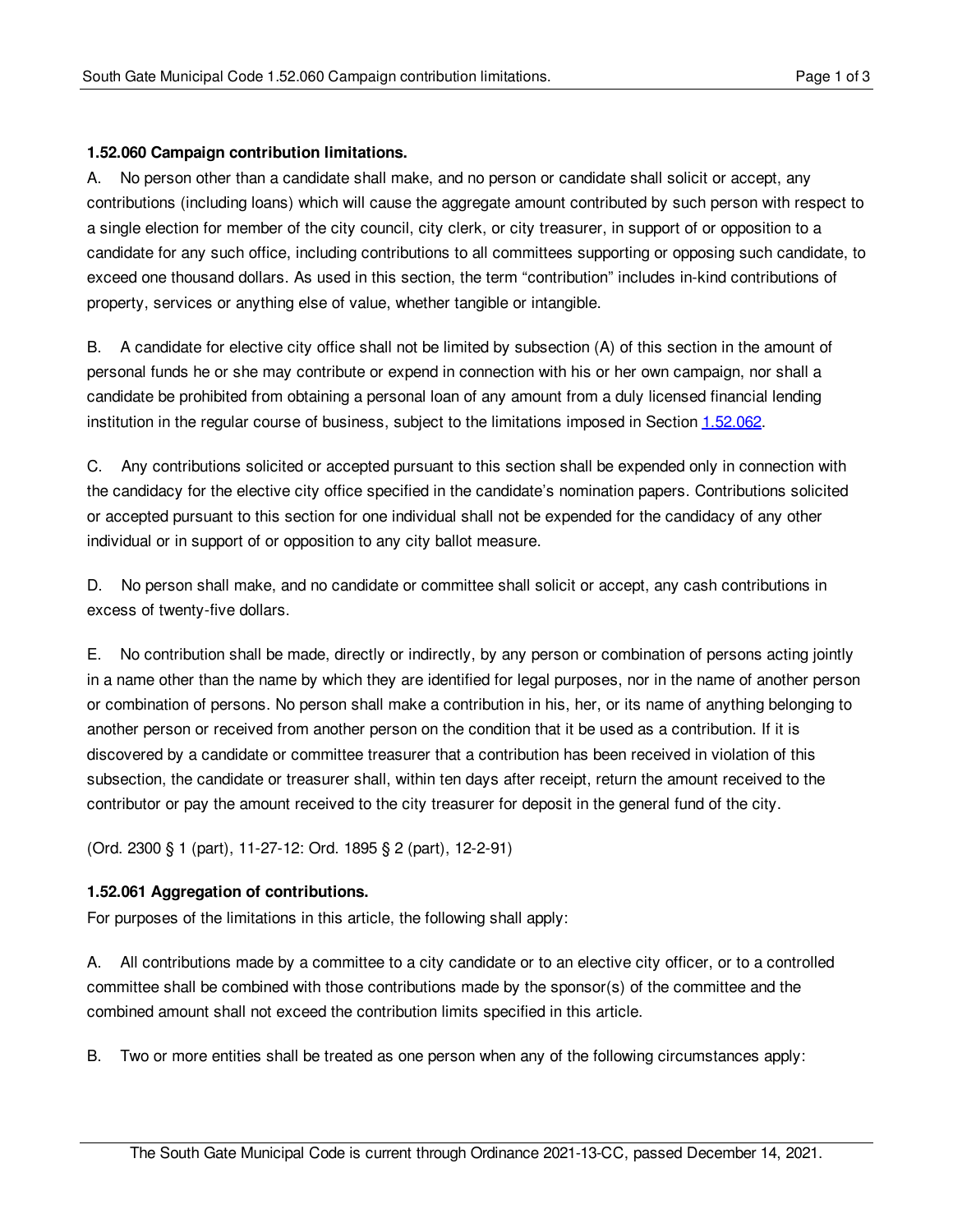**1.52.060 Campaign contribution limitations.**

A. No person other than a candidate shall make, and no person or candidate shall solicit or accept, any contributions (including loans) which will cause the aggregate amount contributed by such person with respect to a single election for member of the city council, city clerk, or city treasurer, in support of or opposition to a candidate for any such office, including contributions to all committees supporting or opposing such candidate, to exceed one thousand dollars. As used in this section, the term "contribution" includes in-kind contributions of property, services or anything else of value, whether tangible or intangible.

B. A candidate for elective city office shall not be limited by subsection (A) of this section in the amount of personal funds he or she may contribute or expend in connection with his or her own campaign, nor shall a candidate be prohibited from obtaining a personal loan of any amount from a duly licensed financial lending institution in the regular course of business, subject to the limitations imposed in Section 1.52.062.

C. Any contributions solicited or accepted pursuant to this section shall be expended only in connection with the candidacy for the elective city office specified in the candidate's nomination papers. Contributions solicited or accepted pursuant to this section for one individual shall not be expended for the candidacy of any other individual or in support of or opposition to any city ballot measure.

D. No person shall make, and no candidate or committee shall solicit or accept, any cash contributions in excess of twenty-five dollars.

E. No contribution shall be made, directly or indirectly, by any person or combination of persons acting jointly in a name other than the name by which they are identified for legal purposes, nor in the name of another person or combination of persons. No person shall make a contribution in his, her, or its name of anything belonging to another person or received from another person on the condition that it be used as a contribution. If it is discovered by a candidate or committee treasurer that a contribution has been received in violation of this subsection, the candidate or treasurer shall, within ten days after receipt, return the amount received to the contributor or pay the amount received to the city treasurer for deposit in the general fund of the city.

(Ord. 2300 § 1 (part), 11-27-12: Ord. 1895 § 2 (part), 12-2-91)

**1.52.061 Aggregation of contributions.**

For purposes of the limitations in this article, the following shall apply:

A. All contributions made by a committee to a city candidate or to an elective city officer, or to a controlled committee shall be combined with those contributions made by the sponsor(s) of the committee and the combined amount shall not exceed the contribution limits specified in this article.

B. Two or more entities shall be treated as one person when any of the following circumstances apply: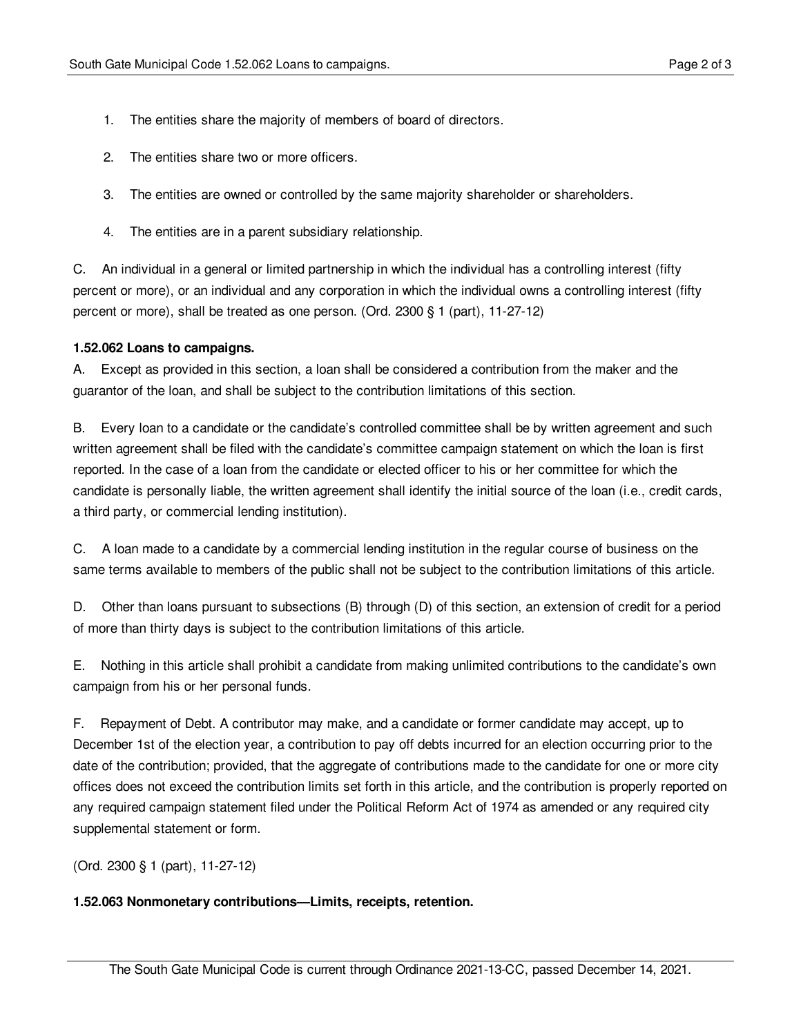1. The entities share the majority of members of board of directors.

2. The entities share two or more officers.

3. The entities are owned or controlled by the same majority shareholder or shareholders.

4. The entities are in a parent subsidiary relationship.

C. An individual in a general or limited partnership in which the individual has a controlling interest (fifty percent or more), or an individual and any corporation in which the individual owns a controlling interest (fifty percent or more), shall be treated as one person. (Ord. 2300 § 1 (part), 11-27-12)

**1.52.062 Loans to campaigns.**

A. Except as provided in this section, a loan shall be considered a contribution from the maker and the guarantor of the loan, and shall be subject to the contribution limitations of this section.

B. Every loan to a candidate or the candidate's controlled committee shall be by written agreement and such written agreement shall be filed with the candidate's committee campaign statement on which the loan is first reported. In the case of a loan from the candidate or elected officer to his or her committee for which the candidate is personally liable, the written agreement shall identify the initial source of the loan (i.e., credit cards, a third party, or commercial lending institution).

C. A loan made to a candidate by a commercial lending institution in the regular course of business on the same terms available to members of the public shall not be subject to the contribution limitations of this article.

D. Other than loans pursuant to subsections (B) through (D) of this section, an extension of credit for a period of more than thirty days is subject to the contribution limitations of this article.

E. Nothing in this article shall prohibit a candidate from making unlimited contributions to the candidate's own campaign from his or her personal funds.

F. Repayment of Debt. A contributor may make, and a candidate or former candidate may accept, up to December 1st of the election year, a contribution to pay off debts incurred for an election occurring prior to the date of the contribution; provided, that the aggregate of contributions made to the candidate for one or more city offices does not exceed the contribution limits set forth in this article, and the contribution is properly reported on any required campaign statement filed under the Political Reform Act of 1974 as amended or any required city supplemental statement or form.

(Ord. 2300 § 1 (part), 11-27-12)

**1.52.063 Nonmonetary contributions—Limits, receipts, retention.**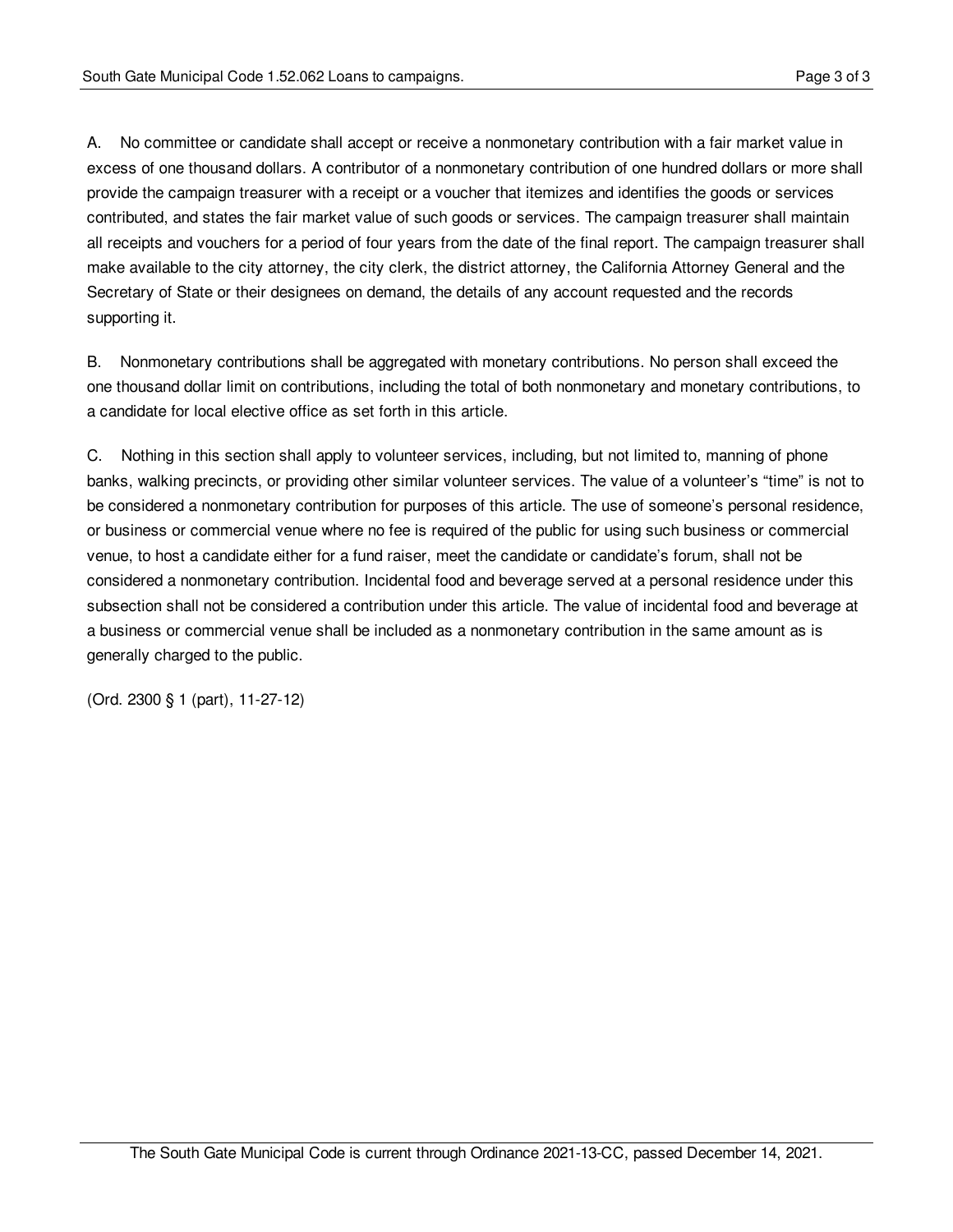A. No committee or candidate shall accept or receive a nonmonetary contribution with a fair market value in excess of one thousand dollars. A contributor of a nonmonetary contribution of one hundred dollars or more shall provide the campaign treasurer with a receipt or a voucher that itemizes and identifies the goods or services contributed, and states the fair market value of such goods or services. The campaign treasurer shall maintain all receipts and vouchers for a period of four years from the date of the final report. The campaign treasurer shall make available to the city attorney, the city clerk, the district attorney, the California Attorney General and the Secretary of State or their designees on demand, the details of any account requested and the records supporting it.

B. Nonmonetary contributions shall be aggregated with monetary contributions. No person shall exceed the one thousand dollar limit on contributions, including the total of both nonmonetary and monetary contributions, to a candidate for local elective office as set forth in this article.

C. Nothing in this section shall apply to volunteer services, including, but not limited to, manning of phone banks, walking precincts, or providing other similar volunteer services. The value of a volunteer's "time" is not to be considered a nonmonetary contribution for purposes of this article. The use of someone's personal residence, or business or commercial venue where no fee is required of the public for using such business or commercial venue, to host a candidate either for a fund raiser, meet the candidate or candidate's forum, shall not be considered a nonmonetary contribution. Incidental food and beverage served at a personal residence under this subsection shall not be considered a contribution under this article. The value of incidental food and beverage at a business or commercial venue shall be included as a nonmonetary contribution in the same amount as is generally charged to the public.

(Ord. 2300 § 1 (part), 11-27-12)

The South Gate Municipal Code is current through Ordinance 2021-13-CC, passed December 14, 2021.